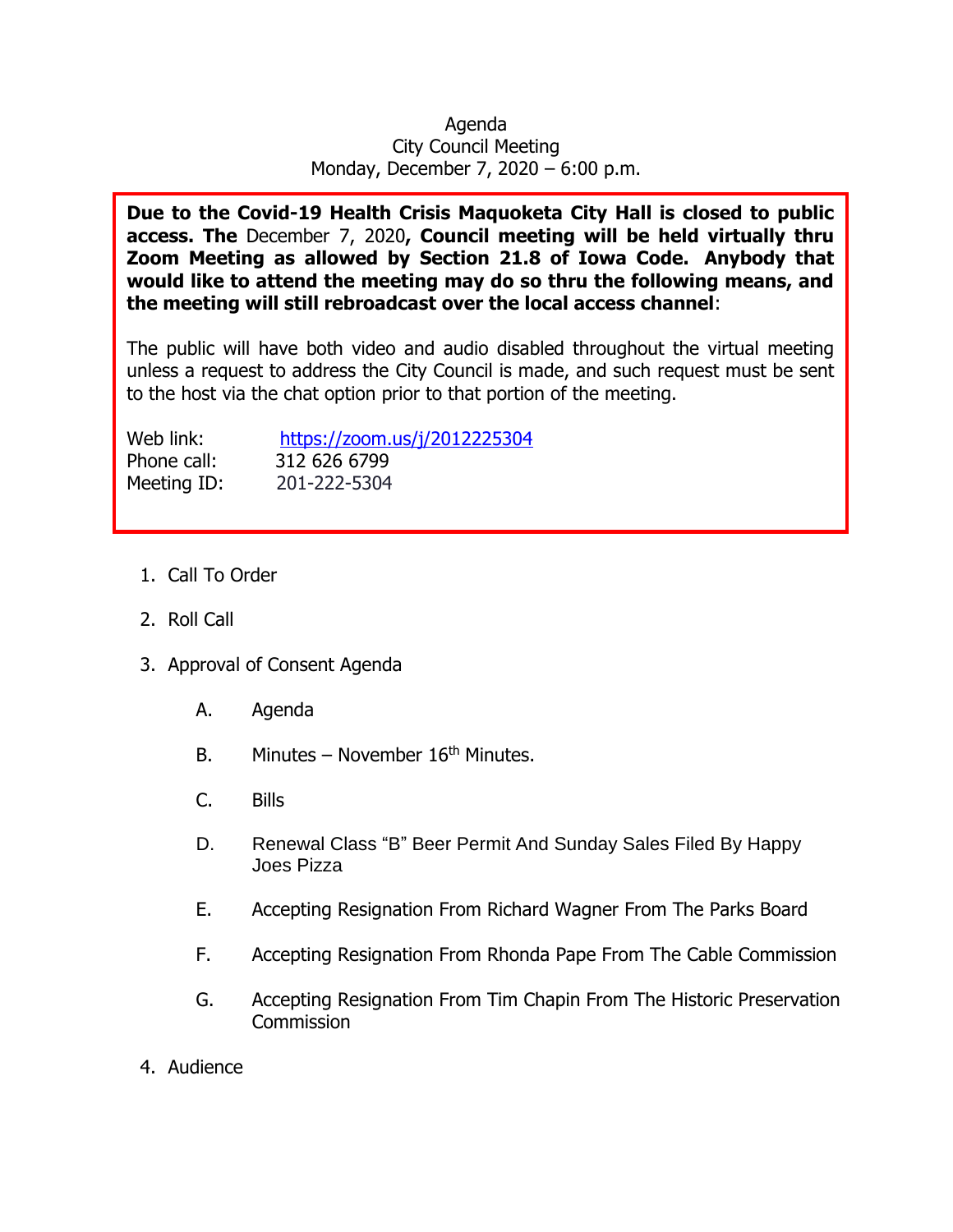Agenda
City Council Meeting
Monday, December 7, 2020 – 6:00 p.m.

**Due to the Covid-19 Health Crisis Maquoketa City Hall is closed to public access. The** December 7, 2020**, Council meeting will be held virtually thru Zoom Meeting as allowed by Section 21.8 of Iowa Code. Anybody that would like to attend the meeting may do so thru the following means, and the meeting will still rebroadcast over the local access channel**:

The public will have both video and audio disabled throughout the virtual meeting unless a request to address the City Council is made, and such request must be sent to the host via the chat option prior to that portion of the meeting.

Web link: https://zoom.us/j/2012225304
Phone call: 312 626 6799
Meeting ID: 201-222-5304

1. Call To Order
2. Roll Call
3. Approval of Consent Agenda
   - A. Agenda
   - B. Minutes – November 16th Minutes.
   - C. Bills
   - D. Renewal Class "B" Beer Permit And Sunday Sales Filed By Happy Joes Pizza
   - E. Accepting Resignation From Richard Wagner From The Parks Board
   - F. Accepting Resignation From Rhonda Pape From The Cable Commission
   - G. Accepting Resignation From Tim Chapin From The Historic Preservation Commission
4. Audience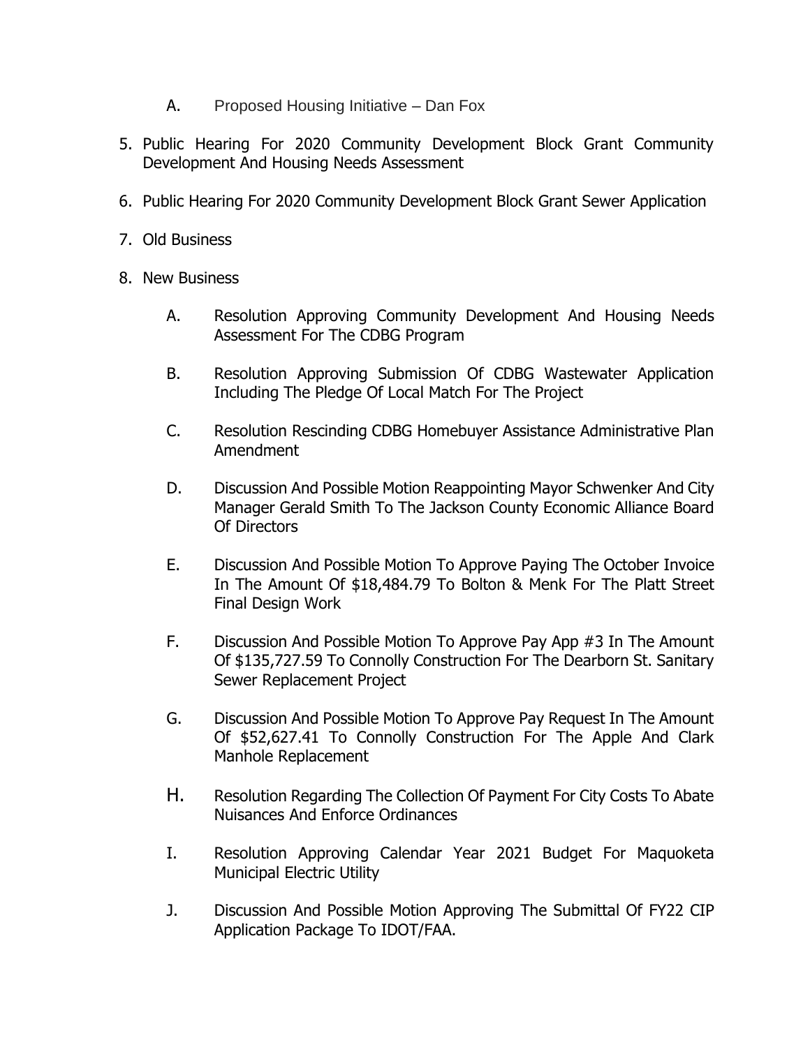A. Proposed Housing Initiative – Dan Fox

5. Public Hearing For 2020 Community Development Block Grant Community Development And Housing Needs Assessment

6. Public Hearing For 2020 Community Development Block Grant Sewer Application

7. Old Business

8. New Business

   A. Resolution Approving Community Development And Housing Needs Assessment For The CDBG Program

   B. Resolution Approving Submission Of CDBG Wastewater Application Including The Pledge Of Local Match For The Project

   C. Resolution Rescinding CDBG Homebuyer Assistance Administrative Plan Amendment

   D. Discussion And Possible Motion Reappointing Mayor Schwenker And City Manager Gerald Smith To The Jackson County Economic Alliance Board Of Directors

   E. Discussion And Possible Motion To Approve Paying The October Invoice In The Amount Of $18,484.79 To Bolton & Menk For The Platt Street Final Design Work

   F. Discussion And Possible Motion To Approve Pay App #3 In The Amount Of $135,727.59 To Connolly Construction For The Dearborn St. Sanitary Sewer Replacement Project

   G. Discussion And Possible Motion To Approve Pay Request In The Amount Of $52,627.41 To Connolly Construction For The Apple And Clark Manhole Replacement

   H. Resolution Regarding The Collection Of Payment For City Costs To Abate Nuisances And Enforce Ordinances

   I. Resolution Approving Calendar Year 2021 Budget For Maquoketa Municipal Electric Utility

   J. Discussion And Possible Motion Approving The Submittal Of FY22 CIP Application Package To IDOT/FAA.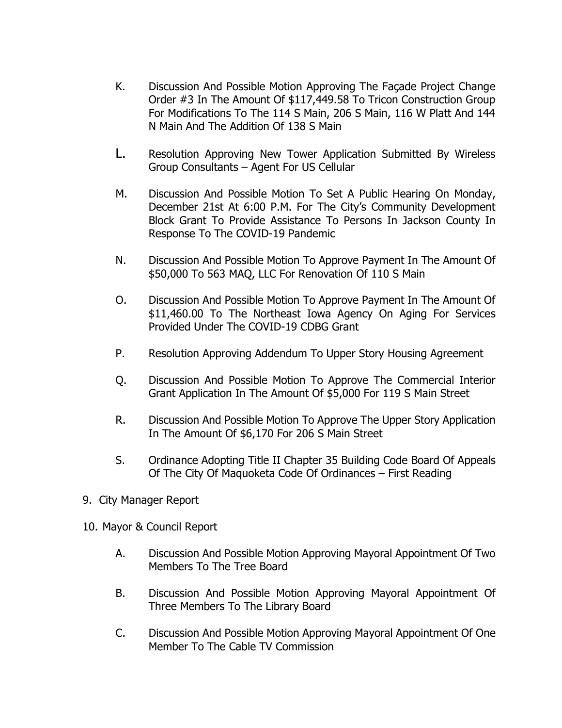K. Discussion And Possible Motion Approving The Façade Project Change Order #3 In The Amount Of $117,449.58 To Tricon Construction Group For Modifications To The 114 S Main, 206 S Main, 116 W Platt And 144 N Main And The Addition Of 138 S Main

L. Resolution Approving New Tower Application Submitted By Wireless Group Consultants – Agent For US Cellular

M. Discussion And Possible Motion To Set A Public Hearing On Monday, December 21st At 6:00 P.M. For The City's Community Development Block Grant To Provide Assistance To Persons In Jackson County In Response To The COVID-19 Pandemic

N. Discussion And Possible Motion To Approve Payment In The Amount Of $50,000 To 563 MAQ, LLC For Renovation Of 110 S Main

O. Discussion And Possible Motion To Approve Payment In The Amount Of $11,460.00 To The Northeast Iowa Agency On Aging For Services Provided Under The COVID-19 CDBG Grant

P. Resolution Approving Addendum To Upper Story Housing Agreement

Q. Discussion And Possible Motion To Approve The Commercial Interior Grant Application In The Amount Of $5,000 For 119 S Main Street

R. Discussion And Possible Motion To Approve The Upper Story Application In The Amount Of $6,170 For 206 S Main Street

S. Ordinance Adopting Title II Chapter 35 Building Code Board Of Appeals Of The City Of Maquoketa Code Of Ordinances – First Reading

9. City Manager Report

10. Mayor & Council Report

A. Discussion And Possible Motion Approving Mayoral Appointment Of Two Members To The Tree Board

B. Discussion And Possible Motion Approving Mayoral Appointment Of Three Members To The Library Board

C. Discussion And Possible Motion Approving Mayoral Appointment Of One Member To The Cable TV Commission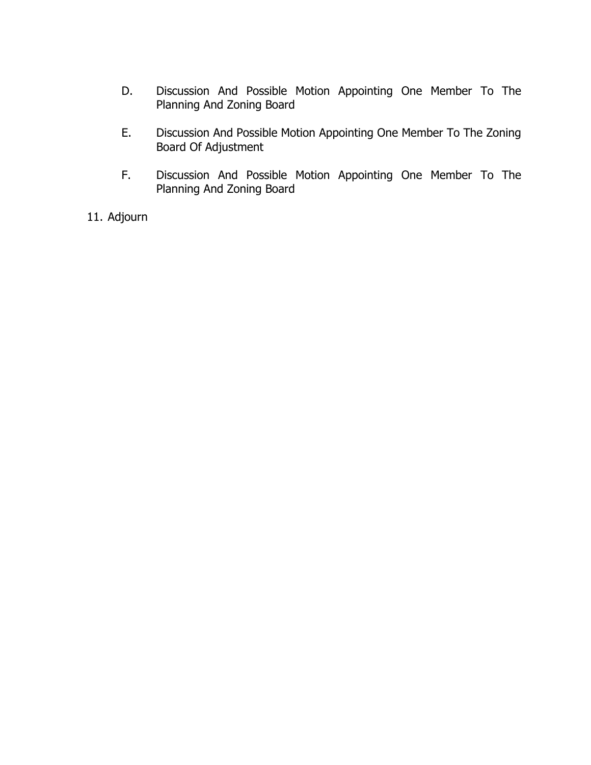D. Discussion And Possible Motion Appointing One Member To The Planning And Zoning Board

E. Discussion And Possible Motion Appointing One Member To The Zoning Board Of Adjustment

F. Discussion And Possible Motion Appointing One Member To The Planning And Zoning Board

11. Adjourn